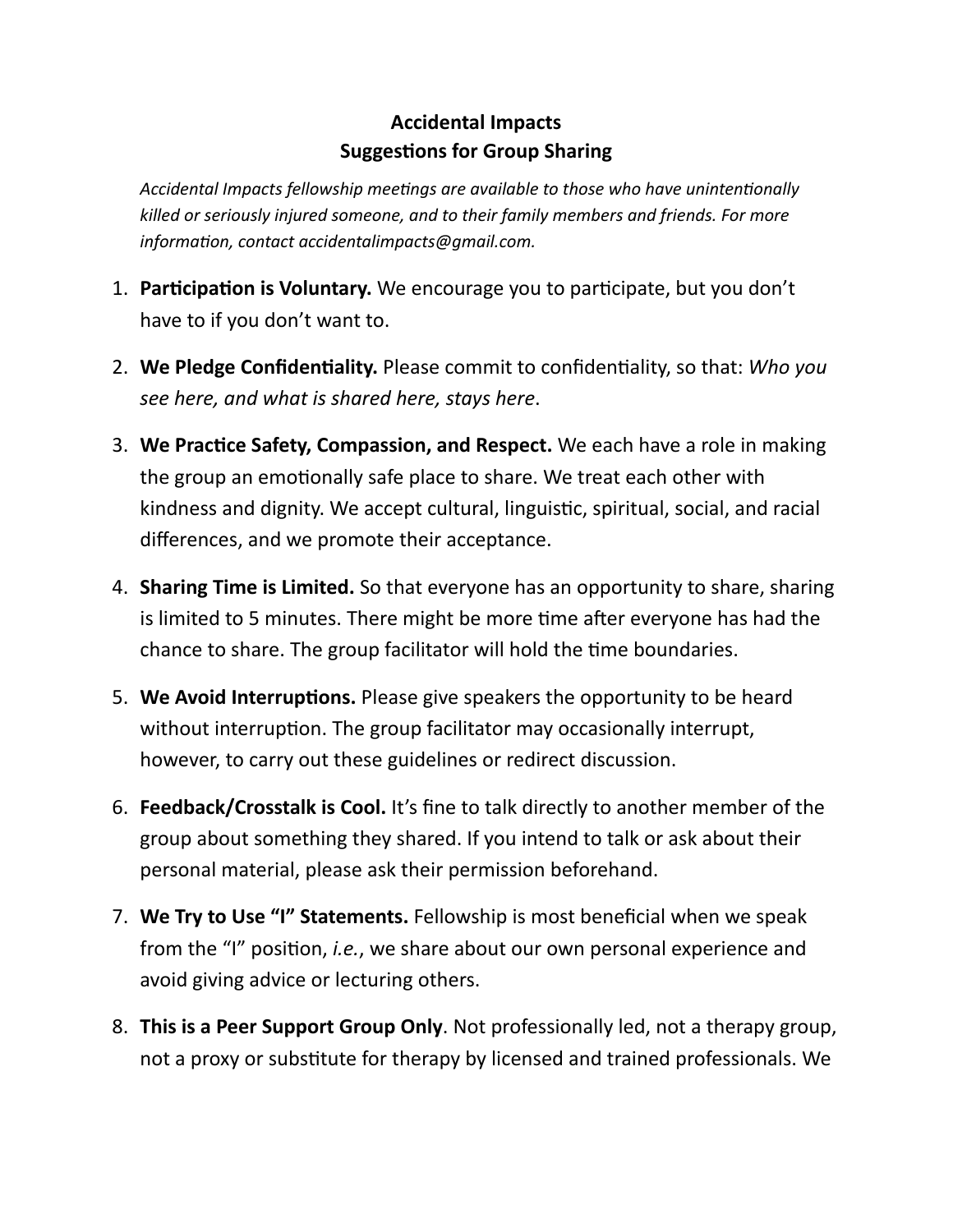# Accidental Impacts
## Suggestions for Group Sharing

*Accidental Impacts fellowship meetings are available to those who have unintentionally killed or seriously injured someone, and to their family members and friends. For more information, contact accidentalimpacts@gmail.com.*

1. **Participation is Voluntary.** We encourage you to participate, but you don't have to if you don't want to.
2. **We Pledge Confidentiality.** Please commit to confidentiality, so that: *Who you see here, and what is shared here, stays here*.
3. **We Practice Safety, Compassion, and Respect.** We each have a role in making the group an emotionally safe place to share. We treat each other with kindness and dignity. We accept cultural, linguistic, spiritual, social, and racial differences, and we promote their acceptance.
4. **Sharing Time is Limited.** So that everyone has an opportunity to share, sharing is limited to 5 minutes. There might be more time after everyone has had the chance to share. The group facilitator will hold the time boundaries.
5. **We Avoid Interruptions.** Please give speakers the opportunity to be heard without interruption. The group facilitator may occasionally interrupt, however, to carry out these guidelines or redirect discussion.
6. **Feedback/Crosstalk is Cool.** It's fine to talk directly to another member of the group about something they shared. If you intend to talk or ask about their personal material, please ask their permission beforehand.
7. **We Try to Use "I" Statements.** Fellowship is most beneficial when we speak from the "I" position, *i.e.*, we share about our own personal experience and avoid giving advice or lecturing others.
8. **This is a Peer Support Group Only**. Not professionally led, not a therapy group, not a proxy or substitute for therapy by licensed and trained professionals. We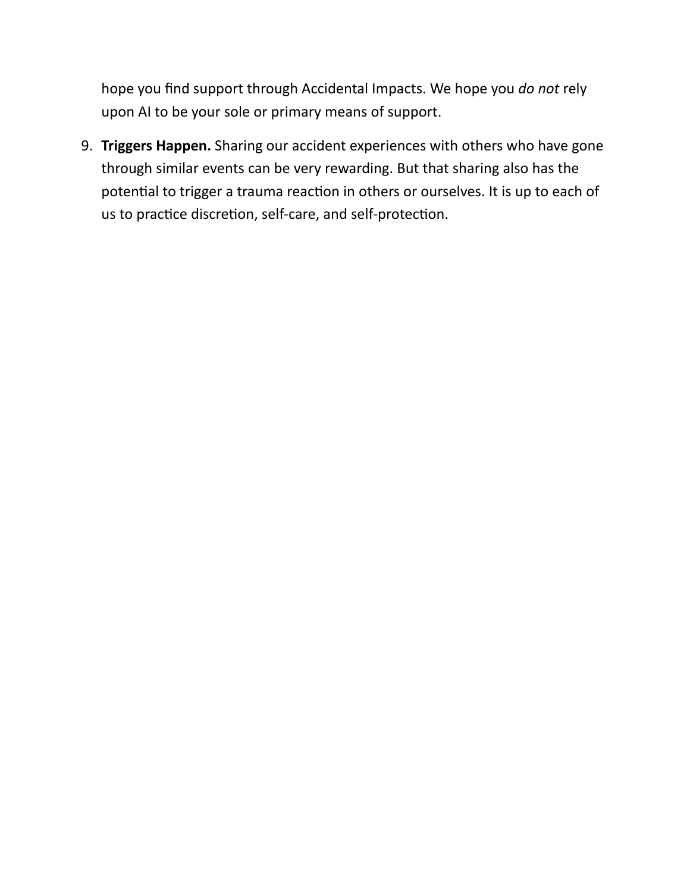hope you find support through Accidental Impacts. We hope you *do not* rely upon AI to be your sole or primary means of support.

9. **Triggers Happen.** Sharing our accident experiences with others who have gone through similar events can be very rewarding. But that sharing also has the potential to trigger a trauma reaction in others or ourselves. It is up to each of us to practice discretion, self-care, and self-protection.